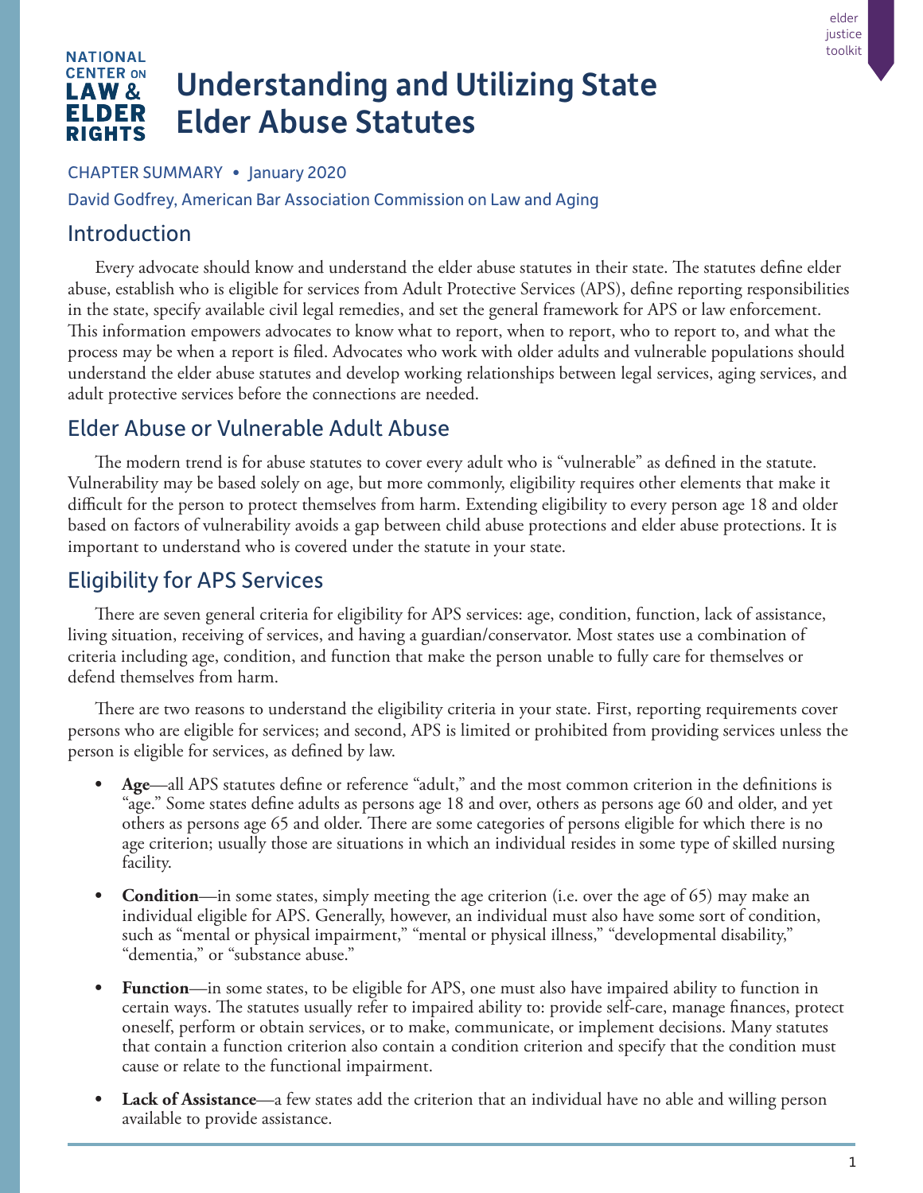NATIONAL CENTER ON LAW & ELDER RIGHTS

elder justice toolkit

# Understanding and Utilizing State Elder Abuse Statutes

CHAPTER SUMMARY • January 2020

David Godfrey, American Bar Association Commission on Law and Aging

## Introduction

Every advocate should know and understand the elder abuse statutes in their state. The statutes define elder abuse, establish who is eligible for services from Adult Protective Services (APS), define reporting responsibilities in the state, specify available civil legal remedies, and set the general framework for APS or law enforcement. This information empowers advocates to know what to report, when to report, who to report to, and what the process may be when a report is filed. Advocates who work with older adults and vulnerable populations should understand the elder abuse statutes and develop working relationships between legal services, aging services, and adult protective services before the connections are needed.

## Elder Abuse or Vulnerable Adult Abuse

The modern trend is for abuse statutes to cover every adult who is "vulnerable" as defined in the statute. Vulnerability may be based solely on age, but more commonly, eligibility requires other elements that make it difficult for the person to protect themselves from harm. Extending eligibility to every person age 18 and older based on factors of vulnerability avoids a gap between child abuse protections and elder abuse protections. It is important to understand who is covered under the statute in your state.

## Eligibility for APS Services

There are seven general criteria for eligibility for APS services: age, condition, function, lack of assistance, living situation, receiving of services, and having a guardian/conservator. Most states use a combination of criteria including age, condition, and function that make the person unable to fully care for themselves or defend themselves from harm.

There are two reasons to understand the eligibility criteria in your state. First, reporting requirements cover persons who are eligible for services; and second, APS is limited or prohibited from providing services unless the person is eligible for services, as defined by law.

- **Age**—all APS statutes define or reference "adult," and the most common criterion in the definitions is "age." Some states define adults as persons age 18 and over, others as persons age 60 and older, and yet others as persons age 65 and older. There are some categories of persons eligible for which there is no age criterion; usually those are situations in which an individual resides in some type of skilled nursing facility.
- **Condition**—in some states, simply meeting the age criterion (i.e. over the age of 65) may make an individual eligible for APS. Generally, however, an individual must also have some sort of condition, such as "mental or physical impairment," "mental or physical illness," "developmental disability," "dementia," or "substance abuse."
- **Function**—in some states, to be eligible for APS, one must also have impaired ability to function in certain ways. The statutes usually refer to impaired ability to: provide self-care, manage finances, protect oneself, perform or obtain services, or to make, communicate, or implement decisions. Many statutes that contain a function criterion also contain a condition criterion and specify that the condition must cause or relate to the functional impairment.
- **Lack of Assistance**—a few states add the criterion that an individual have no able and willing person available to provide assistance.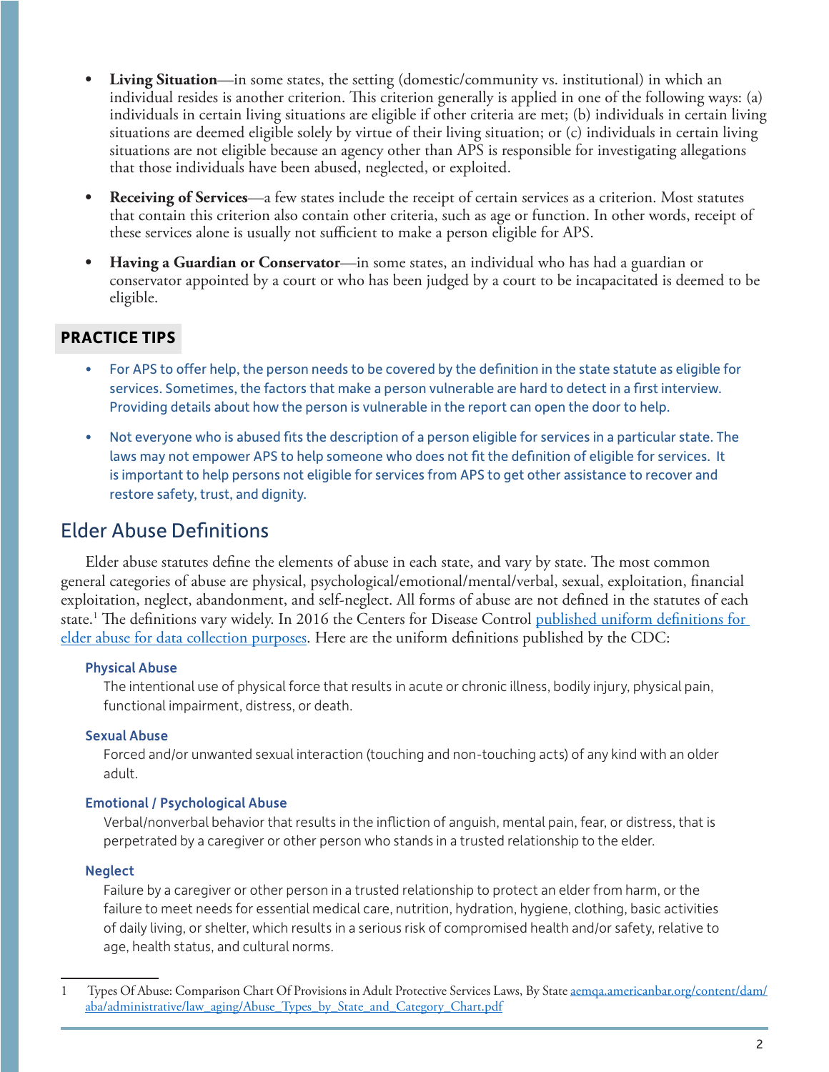- **Living Situation**—in some states, the setting (domestic/community vs. institutional) in which an individual resides is another criterion. This criterion generally is applied in one of the following ways: (a) individuals in certain living situations are eligible if other criteria are met; (b) individuals in certain living situations are deemed eligible solely by virtue of their living situation; or (c) individuals in certain living situations are not eligible because an agency other than APS is responsible for investigating allegations that those individuals have been abused, neglected, or exploited.

- **Receiving of Services**—a few states include the receipt of certain services as a criterion. Most statutes that contain this criterion also contain other criteria, such as age or function. In other words, receipt of these services alone is usually not sufficient to make a person eligible for APS.

- **Having a Guardian or Conservator**—in some states, an individual who has had a guardian or conservator appointed by a court or who has been judged by a court to be incapacitated is deemed to be eligible.

### PRACTICE TIPS

- For APS to offer help, the person needs to be covered by the definition in the state statute as eligible for services. Sometimes, the factors that make a person vulnerable are hard to detect in a first interview. Providing details about how the person is vulnerable in the report can open the door to help.

- Not everyone who is abused fits the description of a person eligible for services in a particular state. The laws may not empower APS to help someone who does not fit the definition of eligible for services. It is important to help persons not eligible for services from APS to get other assistance to recover and restore safety, trust, and dignity.

## Elder Abuse Definitions

Elder abuse statutes define the elements of abuse in each state, and vary by state. The most common general categories of abuse are physical, psychological/emotional/mental/verbal, sexual, exploitation, financial exploitation, neglect, abandonment, and self-neglect. All forms of abuse are not defined in the statutes of each state.[1] The definitions vary widely. In 2016 the Centers for Disease Control published uniform definitions for elder abuse for data collection purposes. Here are the uniform definitions published by the CDC:

#### Physical Abuse

The intentional use of physical force that results in acute or chronic illness, bodily injury, physical pain, functional impairment, distress, or death.

#### Sexual Abuse

Forced and/or unwanted sexual interaction (touching and non-touching acts) of any kind with an older adult.

#### Emotional / Psychological Abuse

Verbal/nonverbal behavior that results in the infliction of anguish, mental pain, fear, or distress, that is perpetrated by a caregiver or other person who stands in a trusted relationship to the elder.

#### Neglect

Failure by a caregiver or other person in a trusted relationship to protect an elder from harm, or the failure to meet needs for essential medical care, nutrition, hydration, hygiene, clothing, basic activities of daily living, or shelter, which results in a serious risk of compromised health and/or safety, relative to age, health status, and cultural norms.

---

1 Types Of Abuse: Comparison Chart Of Provisions in Adult Protective Services Laws, By State aemqa.americanbar.org/content/dam/aba/administrative/law_aging/Abuse_Types_by_State_and_Category_Chart.pdf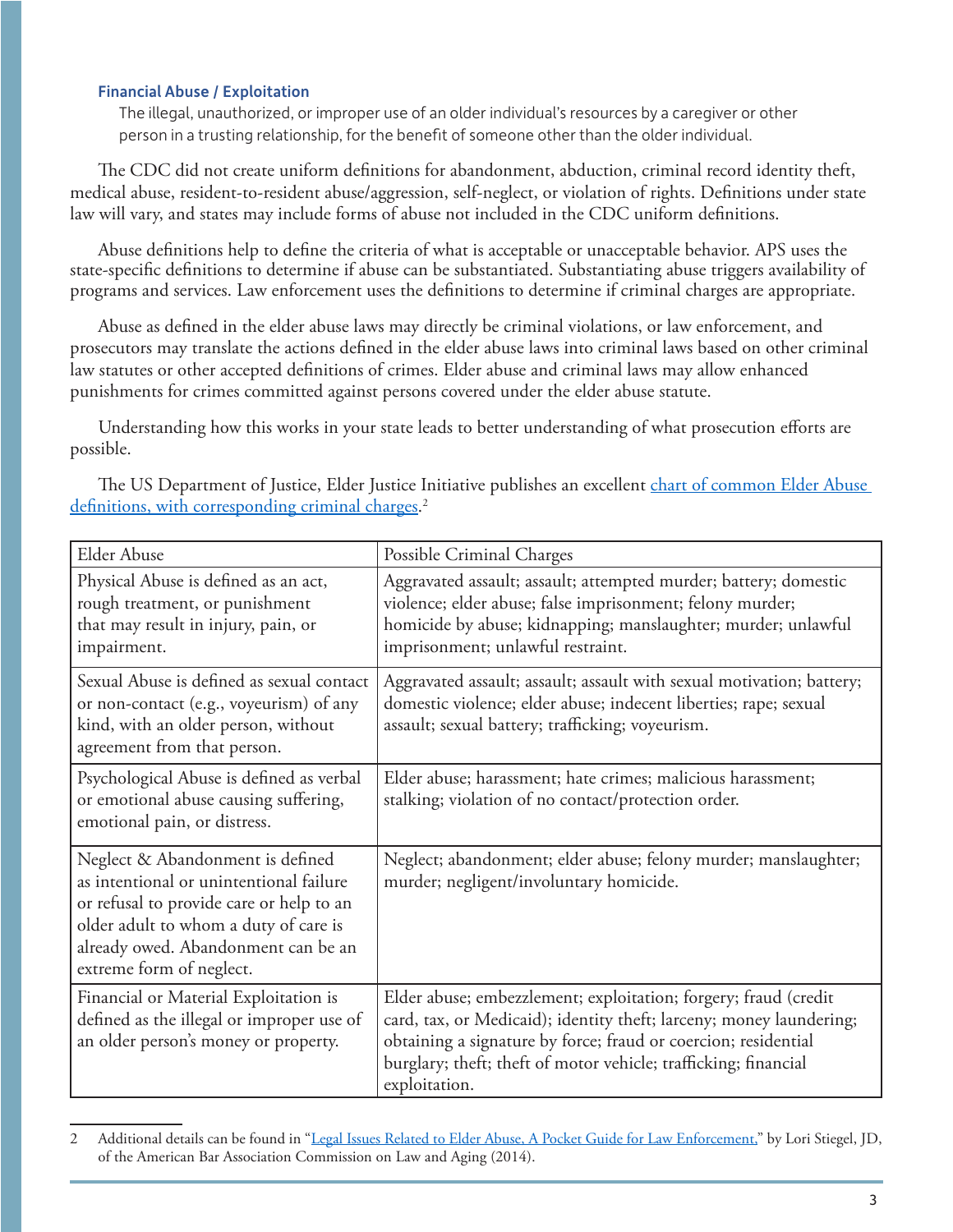### Financial Abuse / Exploitation

The illegal, unauthorized, or improper use of an older individual's resources by a caregiver or other person in a trusting relationship, for the benefit of someone other than the older individual.

The CDC did not create uniform definitions for abandonment, abduction, criminal record identity theft, medical abuse, resident-to-resident abuse/aggression, self-neglect, or violation of rights. Definitions under state law will vary, and states may include forms of abuse not included in the CDC uniform definitions.

Abuse definitions help to define the criteria of what is acceptable or unacceptable behavior. APS uses the state-specific definitions to determine if abuse can be substantiated. Substantiating abuse triggers availability of programs and services. Law enforcement uses the definitions to determine if criminal charges are appropriate.

Abuse as defined in the elder abuse laws may directly be criminal violations, or law enforcement, and prosecutors may translate the actions defined in the elder abuse laws into criminal laws based on other criminal law statutes or other accepted definitions of crimes. Elder abuse and criminal laws may allow enhanced punishments for crimes committed against persons covered under the elder abuse statute.

Understanding how this works in your state leads to better understanding of what prosecution efforts are possible.

The US Department of Justice, Elder Justice Initiative publishes an excellent chart of common Elder Abuse definitions, with corresponding criminal charges.[2]

| Elder Abuse | Possible Criminal Charges |
|---|---|
| Physical Abuse is defined as an act, rough treatment, or punishment that may result in injury, pain, or impairment. | Aggravated assault; assault; attempted murder; battery; domestic violence; elder abuse; false imprisonment; felony murder; homicide by abuse; kidnapping; manslaughter; murder; unlawful imprisonment; unlawful restraint. |
| Sexual Abuse is defined as sexual contact or non-contact (e.g., voyeurism) of any kind, with an older person, without agreement from that person. | Aggravated assault; assault; assault with sexual motivation; battery; domestic violence; elder abuse; indecent liberties; rape; sexual assault; sexual battery; trafficking; voyeurism. |
| Psychological Abuse is defined as verbal or emotional abuse causing suffering, emotional pain, or distress. | Elder abuse; harassment; hate crimes; malicious harassment; stalking; violation of no contact/protection order. |
| Neglect & Abandonment is defined as intentional or unintentional failure or refusal to provide care or help to an older adult to whom a duty of care is already owed. Abandonment can be an extreme form of neglect. | Neglect; abandonment; elder abuse; felony murder; manslaughter; murder; negligent/involuntary homicide. |
| Financial or Material Exploitation is defined as the illegal or improper use of an older person's money or property. | Elder abuse; embezzlement; exploitation; forgery; fraud (credit card, tax, or Medicaid); identity theft; larceny; money laundering; obtaining a signature by force; fraud or coercion; residential burglary; theft; theft of motor vehicle; trafficking; financial exploitation. |

2 Additional details can be found in "Legal Issues Related to Elder Abuse, A Pocket Guide for Law Enforcement," by Lori Stiegel, JD, of the American Bar Association Commission on Law and Aging (2014).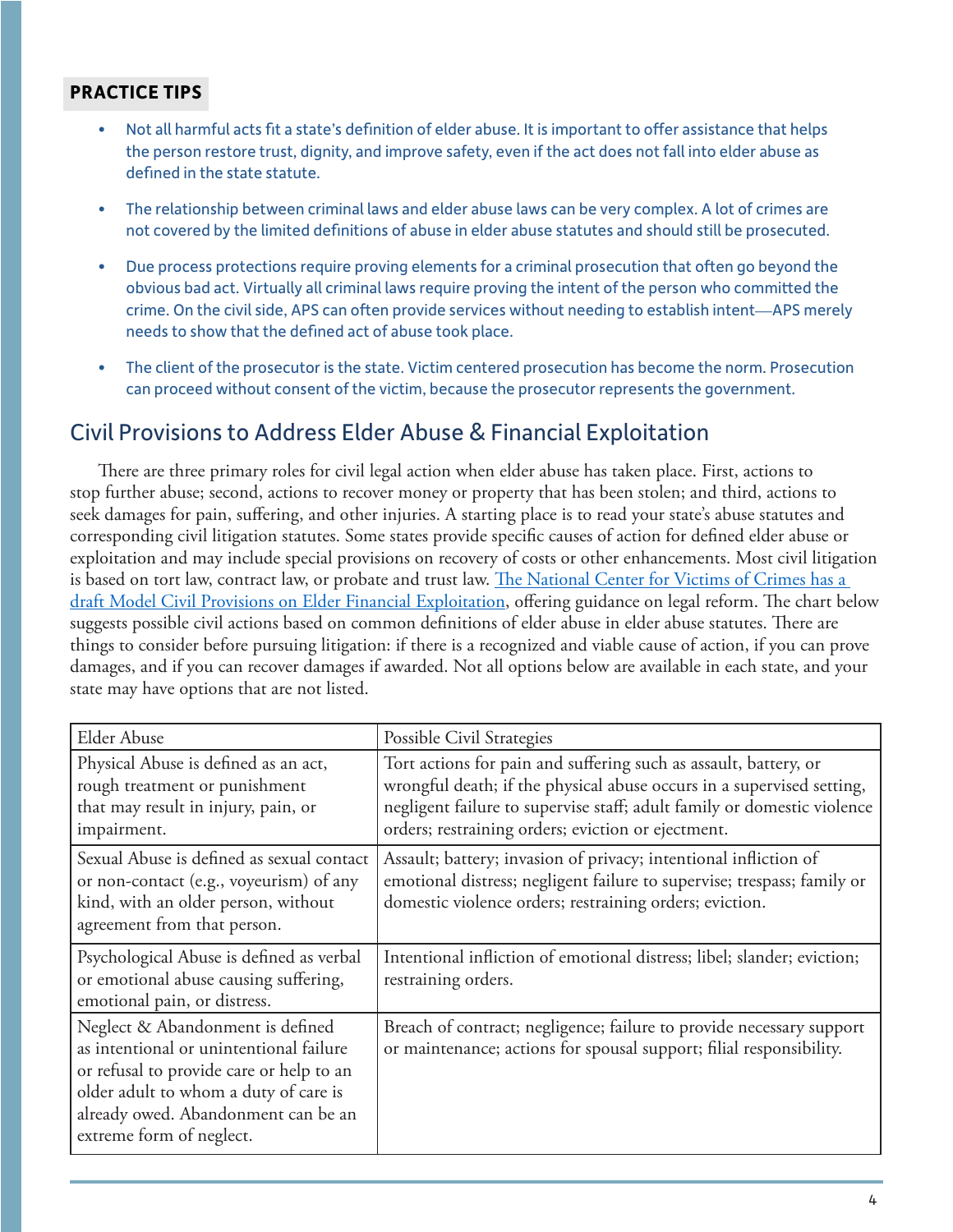## PRACTICE TIPS

- Not all harmful acts fit a state's definition of elder abuse. It is important to offer assistance that helps the person restore trust, dignity, and improve safety, even if the act does not fall into elder abuse as defined in the state statute.
- The relationship between criminal laws and elder abuse laws can be very complex. A lot of crimes are not covered by the limited definitions of abuse in elder abuse statutes and should still be prosecuted.
- Due process protections require proving elements for a criminal prosecution that often go beyond the obvious bad act. Virtually all criminal laws require proving the intent of the person who committed the crime. On the civil side, APS can often provide services without needing to establish intent—APS merely needs to show that the defined act of abuse took place.
- The client of the prosecutor is the state. Victim centered prosecution has become the norm. Prosecution can proceed without consent of the victim, because the prosecutor represents the government.

## Civil Provisions to Address Elder Abuse & Financial Exploitation

There are three primary roles for civil legal action when elder abuse has taken place. First, actions to stop further abuse; second, actions to recover money or property that has been stolen; and third, actions to seek damages for pain, suffering, and other injuries. A starting place is to read your state's abuse statutes and corresponding civil litigation statutes. Some states provide specific causes of action for defined elder abuse or exploitation and may include special provisions on recovery of costs or other enhancements. Most civil litigation is based on tort law, contract law, or probate and trust law. The National Center for Victims of Crimes has a draft Model Civil Provisions on Elder Financial Exploitation, offering guidance on legal reform. The chart below suggests possible civil actions based on common definitions of elder abuse in elder abuse statutes. There are things to consider before pursuing litigation: if there is a recognized and viable cause of action, if you can prove damages, and if you can recover damages if awarded. Not all options below are available in each state, and your state may have options that are not listed.

| Elder Abuse | Possible Civil Strategies |
|---|---|
| Physical Abuse is defined as an act, rough treatment or punishment that may result in injury, pain, or impairment. | Tort actions for pain and suffering such as assault, battery, or wrongful death; if the physical abuse occurs in a supervised setting, negligent failure to supervise staff; adult family or domestic violence orders; restraining orders; eviction or ejectment. |
| Sexual Abuse is defined as sexual contact or non-contact (e.g., voyeurism) of any kind, with an older person, without agreement from that person. | Assault; battery; invasion of privacy; intentional infliction of emotional distress; negligent failure to supervise; trespass; family or domestic violence orders; restraining orders; eviction. |
| Psychological Abuse is defined as verbal or emotional abuse causing suffering, emotional pain, or distress. | Intentional infliction of emotional distress; libel; slander; eviction; restraining orders. |
| Neglect & Abandonment is defined as intentional or unintentional failure or refusal to provide care or help to an older adult to whom a duty of care is already owed. Abandonment can be an extreme form of neglect. | Breach of contract; negligence; failure to provide necessary support or maintenance; actions for spousal support; filial responsibility. |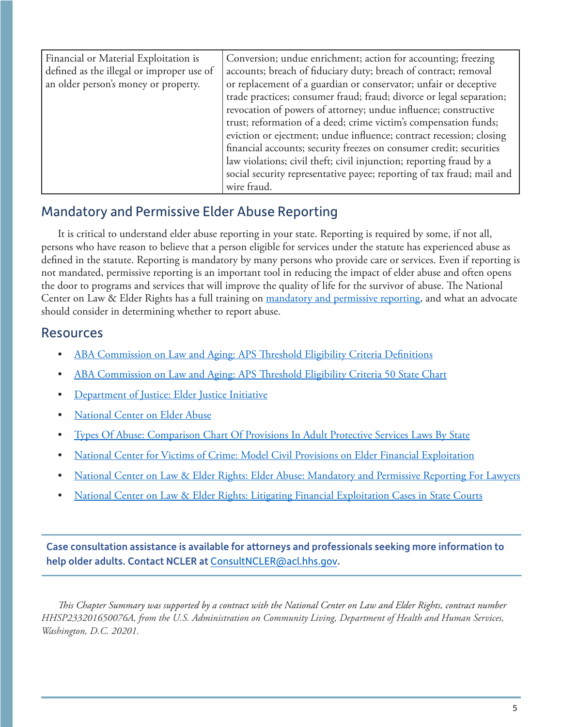| | |
|---|---|
| Financial or Material Exploitation is defined as the illegal or improper use of an older person's money or property. | Conversion; undue enrichment; action for accounting; freezing accounts; breach of fiduciary duty; breach of contract; removal or replacement of a guardian or conservator; unfair or deceptive trade practices; consumer fraud; fraud; divorce or legal separation; revocation of powers of attorney; undue influence; constructive trust; reformation of a deed; crime victim's compensation funds; eviction or ejectment; undue influence; contract recession; closing financial accounts; security freezes on consumer credit; securities law violations; civil theft; civil injunction; reporting fraud by a social security representative payee; reporting of tax fraud; mail and wire fraud. |

## Mandatory and Permissive Elder Abuse Reporting

It is critical to understand elder abuse reporting in your state. Reporting is required by some, if not all, persons who have reason to believe that a person eligible for services under the statute has experienced abuse as defined in the statute. Reporting is mandatory by many persons who provide care or services. Even if reporting is not mandated, permissive reporting is an important tool in reducing the impact of elder abuse and often opens the door to programs and services that will improve the quality of life for the survivor of abuse. The National Center on Law & Elder Rights has a full training on mandatory and permissive reporting, and what an advocate should consider in determining whether to report abuse.

## Resources

- ABA Commission on Law and Aging: APS Threshold Eligibility Criteria Definitions
- ABA Commission on Law and Aging: APS Threshold Eligibility Criteria 50 State Chart
- Department of Justice: Elder Justice Initiative
- National Center on Elder Abuse
- Types Of Abuse: Comparison Chart Of Provisions In Adult Protective Services Laws By State
- National Center for Victims of Crime: Model Civil Provisions on Elder Financial Exploitation
- National Center on Law & Elder Rights: Elder Abuse: Mandatory and Permissive Reporting For Lawyers
- National Center on Law & Elder Rights: Litigating Financial Exploitation Cases in State Courts

**Case consultation assistance is available for attorneys and professionals seeking more information to help older adults. Contact NCLER at ConsultNCLER@acl.hhs.gov.**

*This Chapter Summary was supported by a contract with the National Center on Law and Elder Rights, contract number HHSP233201650076A, from the U.S. Administration on Community Living, Department of Health and Human Services, Washington, D.C. 20201.*